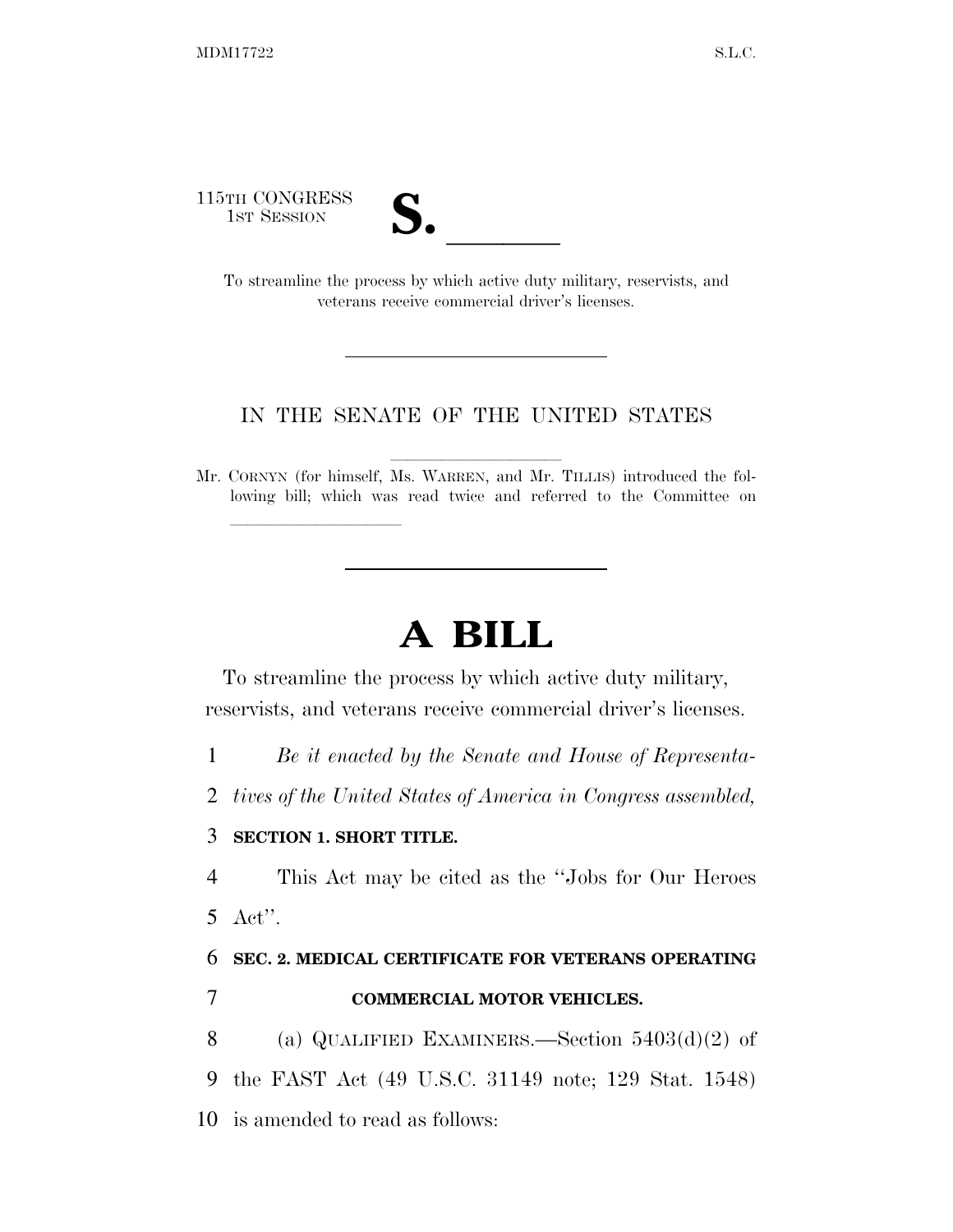115TH CONGRESS
1ST SESSION

# S. ______

To streamline the process by which active duty military, reservists, and veterans receive commercial driver's licenses.

IN THE SENATE OF THE UNITED STATES

Mr. CORNYN (for himself, Ms. WARREN, and Mr. TILLIS) introduced the following bill; which was read twice and referred to the Committee on ______________

# A BILL

To streamline the process by which active duty military, reservists, and veterans receive commercial driver's licenses.

1 *Be it enacted by the Senate and House of Representa-*
2 *tives of the United States of America in Congress assembled,*

3 **SECTION 1. SHORT TITLE.**

4 This Act may be cited as the "Jobs for Our Heroes
5 Act".

6 **SEC. 2. MEDICAL CERTIFICATE FOR VETERANS OPERATING**
7 **COMMERCIAL MOTOR VEHICLES.**

8 (a) QUALIFIED EXAMINERS.—Section 5403(d)(2) of
9 the FAST Act (49 U.S.C. 31149 note; 129 Stat. 1548)
10 is amended to read as follows: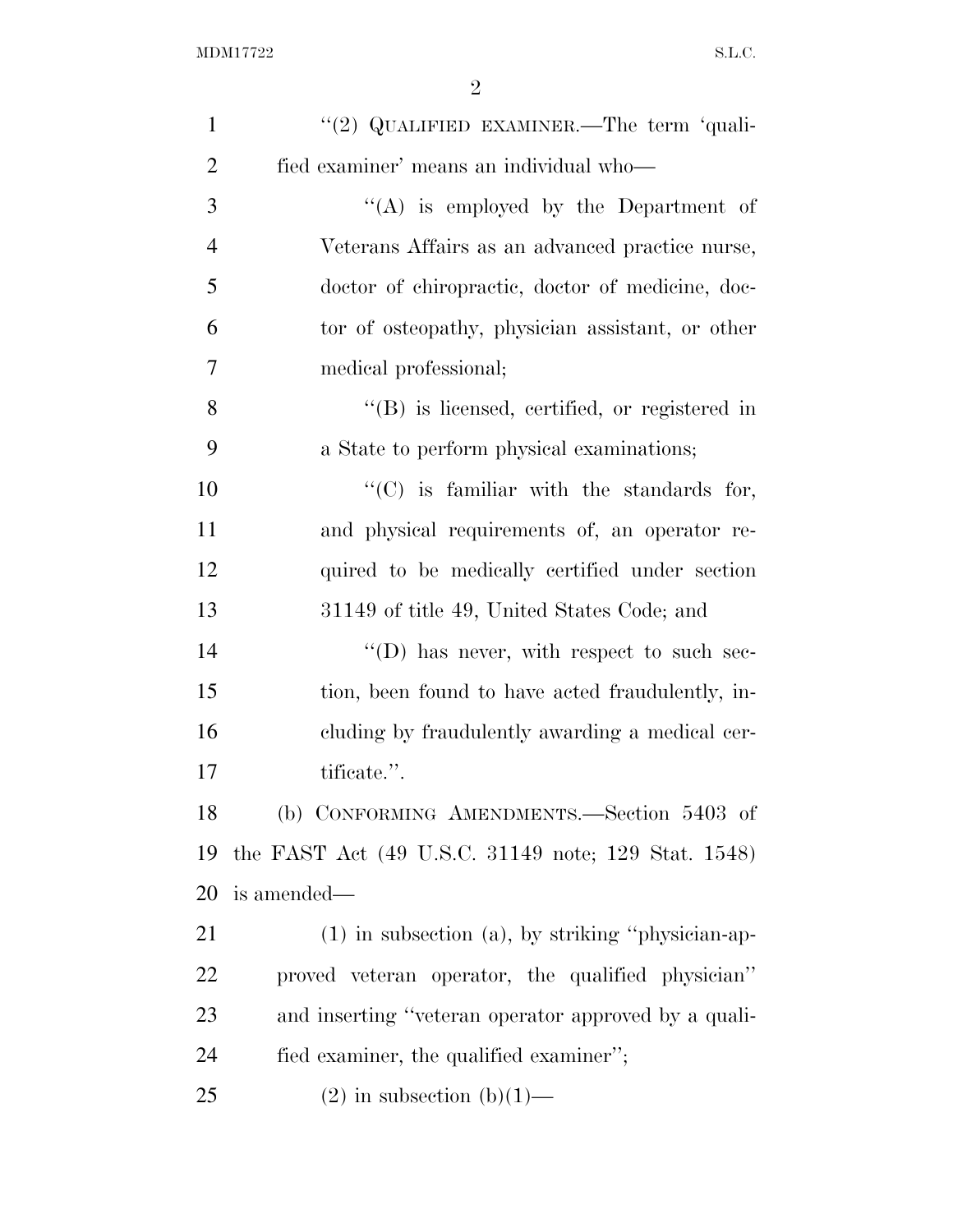"(2) QUALIFIED EXAMINER.—The term 'qualified examiner' means an individual who—

"(A) is employed by the Department of Veterans Affairs as an advanced practice nurse, doctor of chiropractic, doctor of medicine, doctor of osteopathy, physician assistant, or other medical professional;

"(B) is licensed, certified, or registered in a State to perform physical examinations;

"(C) is familiar with the standards for, and physical requirements of, an operator required to be medically certified under section 31149 of title 49, United States Code; and

"(D) has never, with respect to such section, been found to have acted fraudulently, including by fraudulently awarding a medical certificate.".

(b) CONFORMING AMENDMENTS.—Section 5403 of the FAST Act (49 U.S.C. 31149 note; 129 Stat. 1548) is amended—

(1) in subsection (a), by striking "physician-approved veteran operator, the qualified physician" and inserting "veteran operator approved by a qualified examiner, the qualified examiner";

(2) in subsection (b)(1)—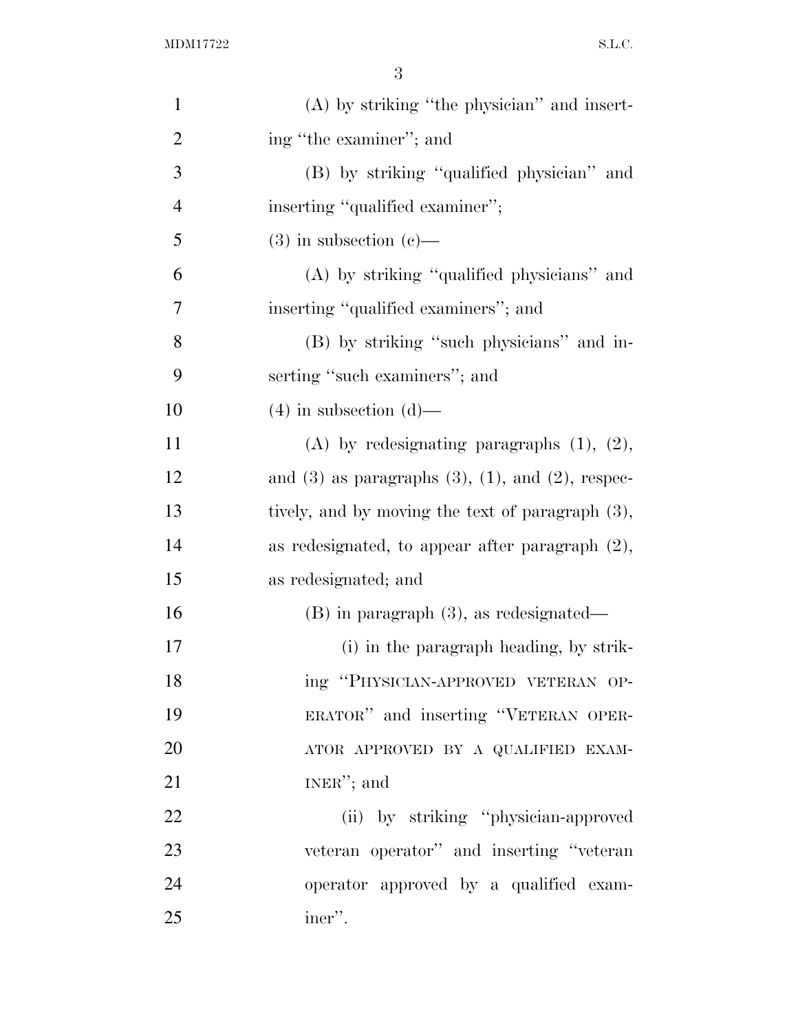(A) by striking "the physician" and inserting "the examiner"; and

(B) by striking "qualified physician" and inserting "qualified examiner";

(3) in subsection (c)—

(A) by striking "qualified physicians" and inserting "qualified examiners"; and

(B) by striking "such physicians" and inserting "such examiners"; and

(4) in subsection (d)—

(A) by redesignating paragraphs (1), (2), and (3) as paragraphs (3), (1), and (2), respectively, and by moving the text of paragraph (3), as redesignated, to appear after paragraph (2), as redesignated; and

(B) in paragraph (3), as redesignated—

(i) in the paragraph heading, by striking "PHYSICIAN-APPROVED VETERAN OPERATOR" and inserting "VETERAN OPERATOR APPROVED BY A QUALIFIED EXAMINER"; and

(ii) by striking "physician-approved veteran operator" and inserting "veteran operator approved by a qualified examiner".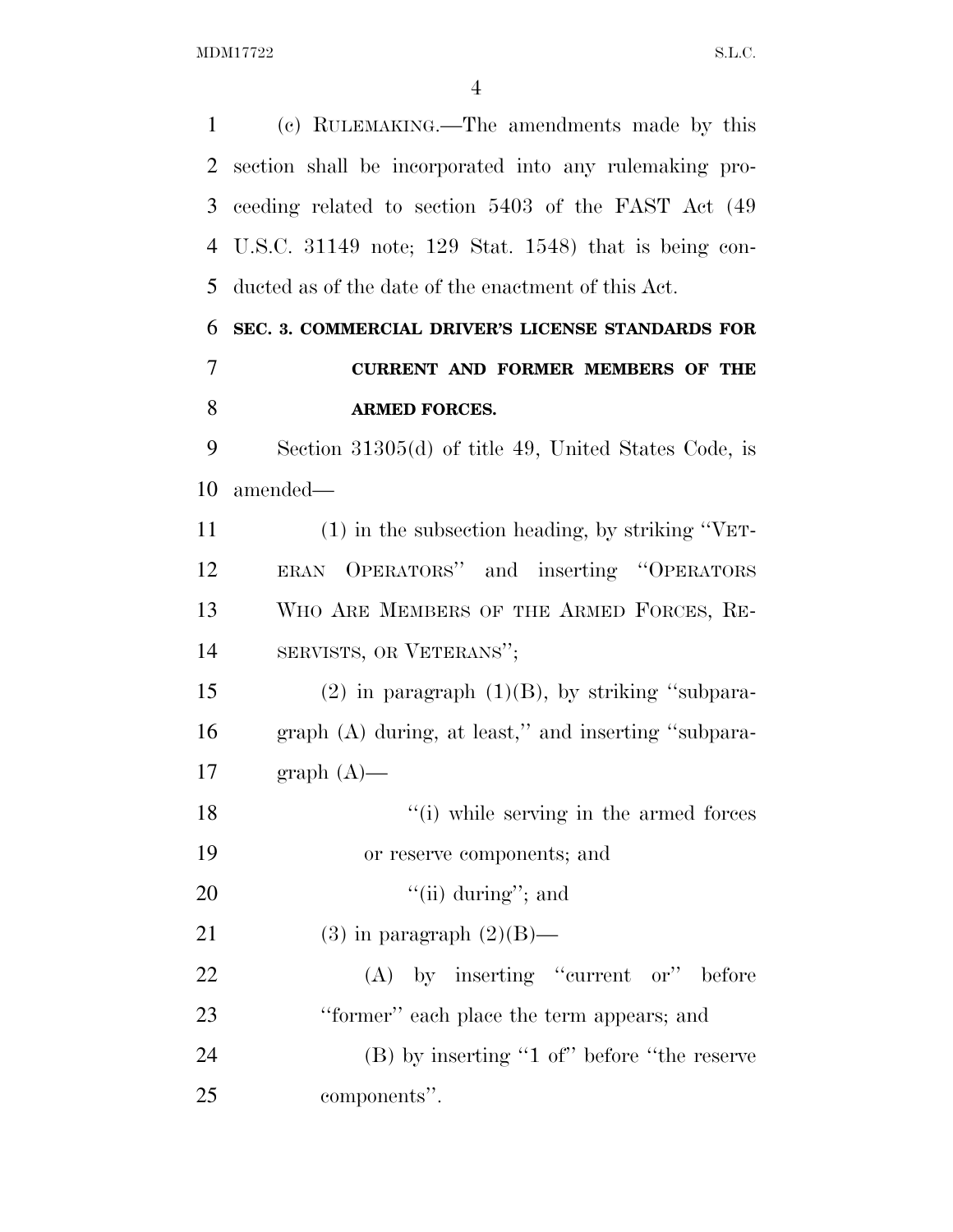(c) RULEMAKING.—The amendments made by this section shall be incorporated into any rulemaking proceeding related to section 5403 of the FAST Act (49 U.S.C. 31149 note; 129 Stat. 1548) that is being conducted as of the date of the enactment of this Act.

**SEC. 3. COMMERCIAL DRIVER'S LICENSE STANDARDS FOR CURRENT AND FORMER MEMBERS OF THE ARMED FORCES.**

Section 31305(d) of title 49, United States Code, is amended—

(1) in the subsection heading, by striking "VETERAN OPERATORS" and inserting "OPERATORS WHO ARE MEMBERS OF THE ARMED FORCES, RESERVISTS, OR VETERANS";

(2) in paragraph (1)(B), by striking "subparagraph (A) during, at least," and inserting "subparagraph (A)—

"(i) while serving in the armed forces or reserve components; and

"(ii) during"; and

(3) in paragraph (2)(B)—

(A) by inserting "current or" before "former" each place the term appears; and

(B) by inserting "1 of" before "the reserve components".